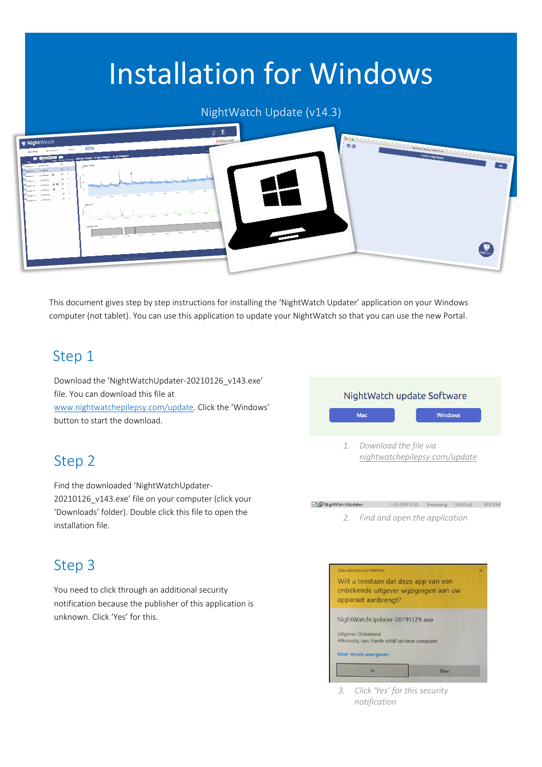# Installation for Windows

NightWatch Update (v14.3)

This document gives step by step instructions for installing the 'NightWatch Updater' application on your Windows computer (not tablet). You can use this application to update your NightWatch so that you can use the new Portal.

## Step 1

Download the 'NightWatchUpdater-20210126_v143.exe' file. You can download this file at [www.nightwatchepilepsy.com/update](www.nightwatchepilepsy.com/update). Click the 'Windows' button to start the download.

NightWatch update Software

Mac | Windows

*1. Download the file via nightwatchepilepsy.com/update*

## Step 2

Find the downloaded 'NightWatchUpdater-20210126_v143.exe' file on your computer (click your 'Downloads' folder). Double click this file to open the installation file.

*2. Find and open the application*

## Step 3

You need to click through an additional security notification because the publisher of this application is unknown. Click 'Yes' for this.

*3. Click 'Yes' for this security notification*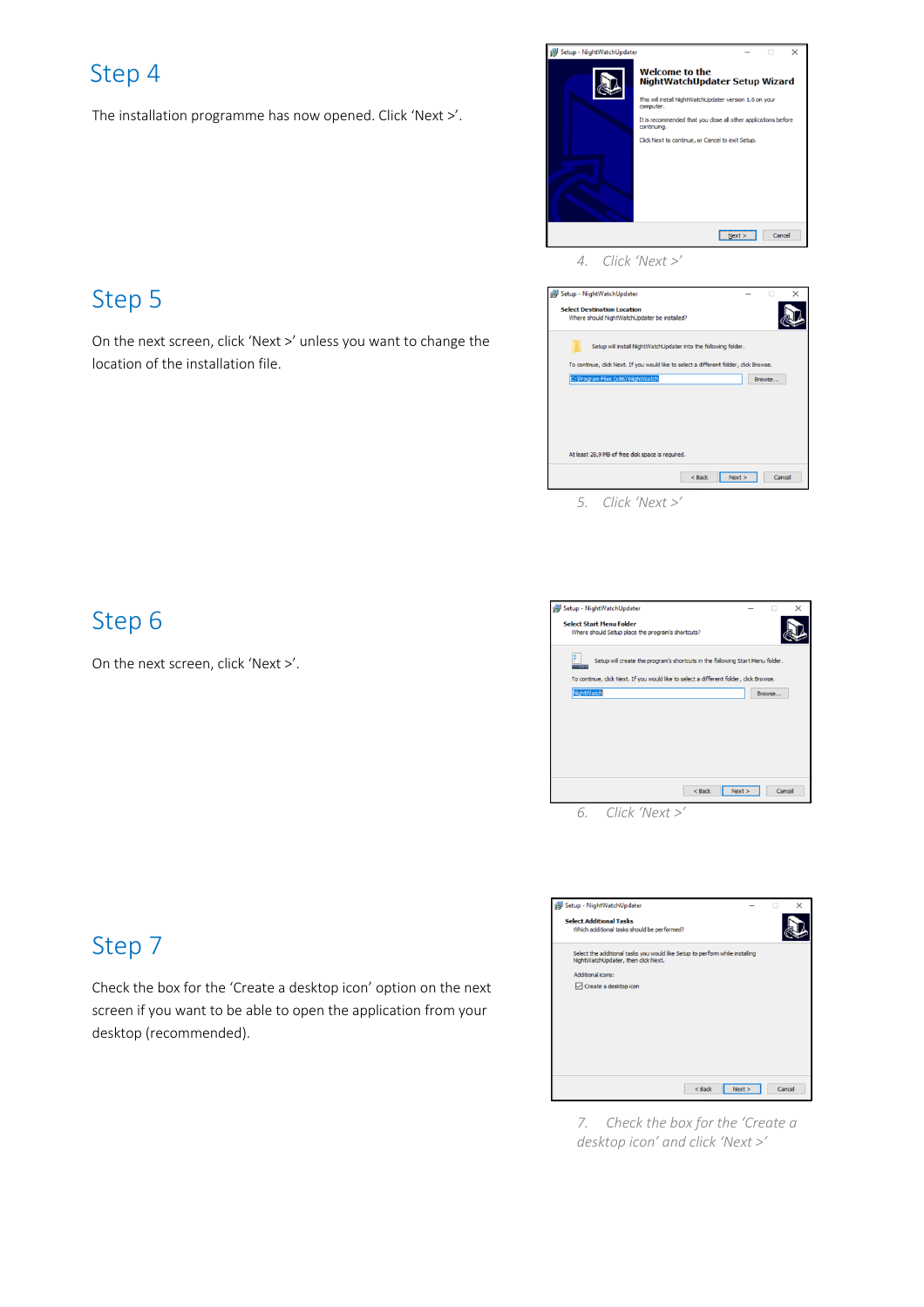## Step 4

The installation programme has now opened. Click 'Next >'.

4. Click 'Next >'

## Step 5

On the next screen, click 'Next >' unless you want to change the location of the installation file.

5. Click 'Next >'

## Step 6

On the next screen, click 'Next >'.

6. Click 'Next >'

## Step 7

Check the box for the 'Create a desktop icon' option on the next screen if you want to be able to open the application from your desktop (recommended).

7. Check the box for the 'Create a desktop icon' and click 'Next >'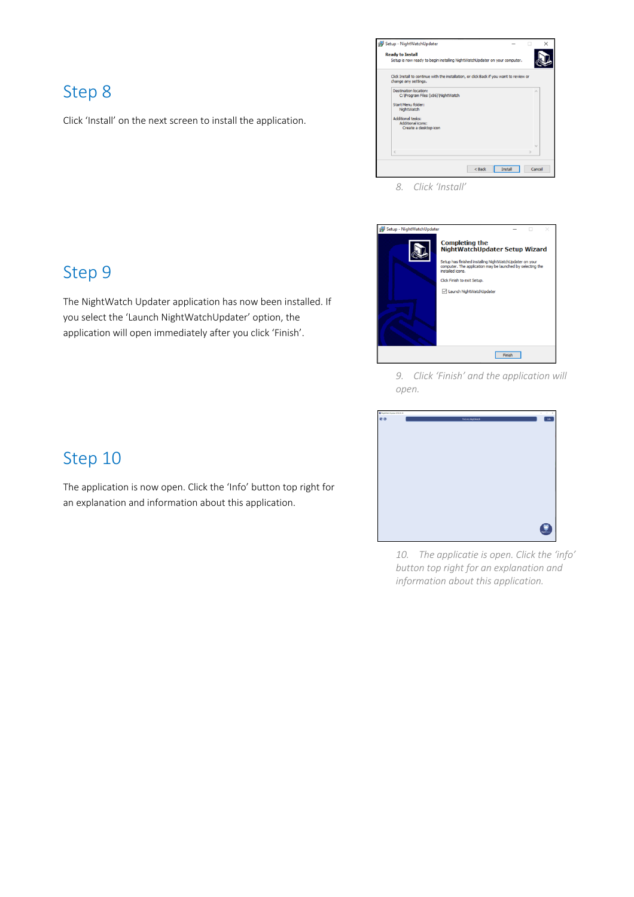## Step 8

Click 'Install' on the next screen to install the application.

*8. Click 'Install'*

## Step 9

The NightWatch Updater application has now been installed. If you select the 'Launch NightWatchUpdater' option, the application will open immediately after you click 'Finish'.

*9. Click 'Finish' and the application will open.*

## Step 10

The application is now open. Click the 'Info' button top right for an explanation and information about this application.

*10. The applicatie is open. Click the 'info' button top right for an explanation and information about this application.*